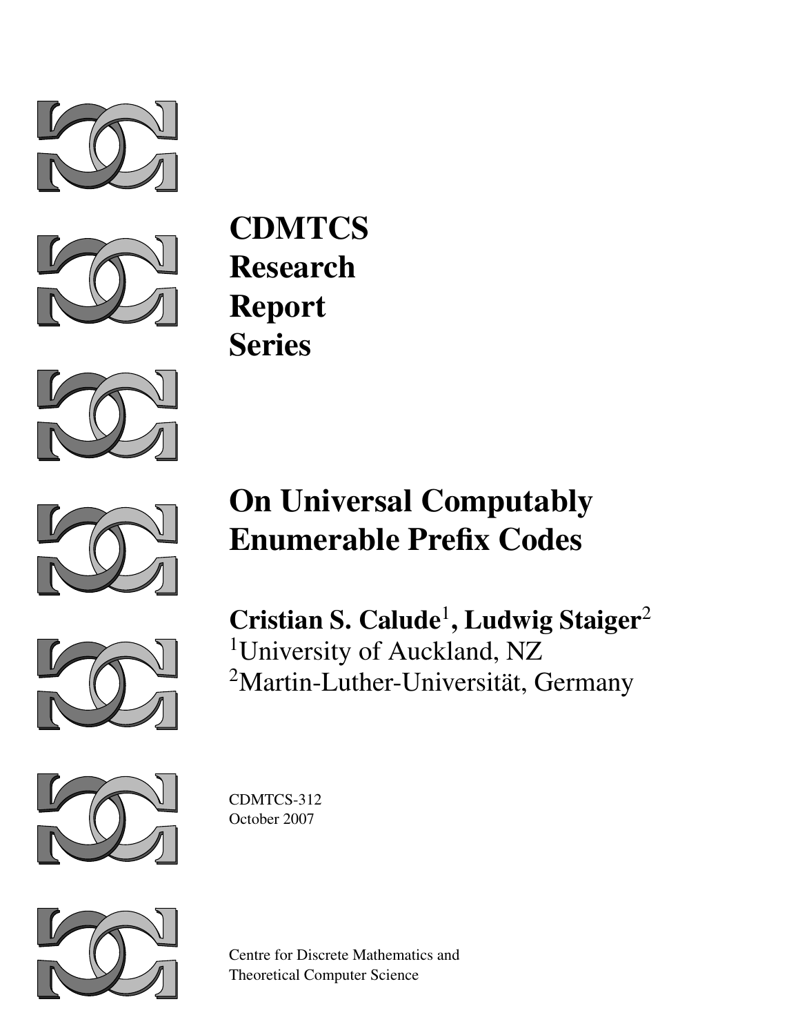# CDMTCS Research Report Series

# On Universal Computably Enumerable Prefix Codes

**Cristian S. Calude**[1]**, Ludwig Staiger**[2]

[1]University of Auckland, NZ

[2]Martin-Luther-Universität, Germany

CDMTCS-312

October 2007

Centre for Discrete Mathematics and Theoretical Computer Science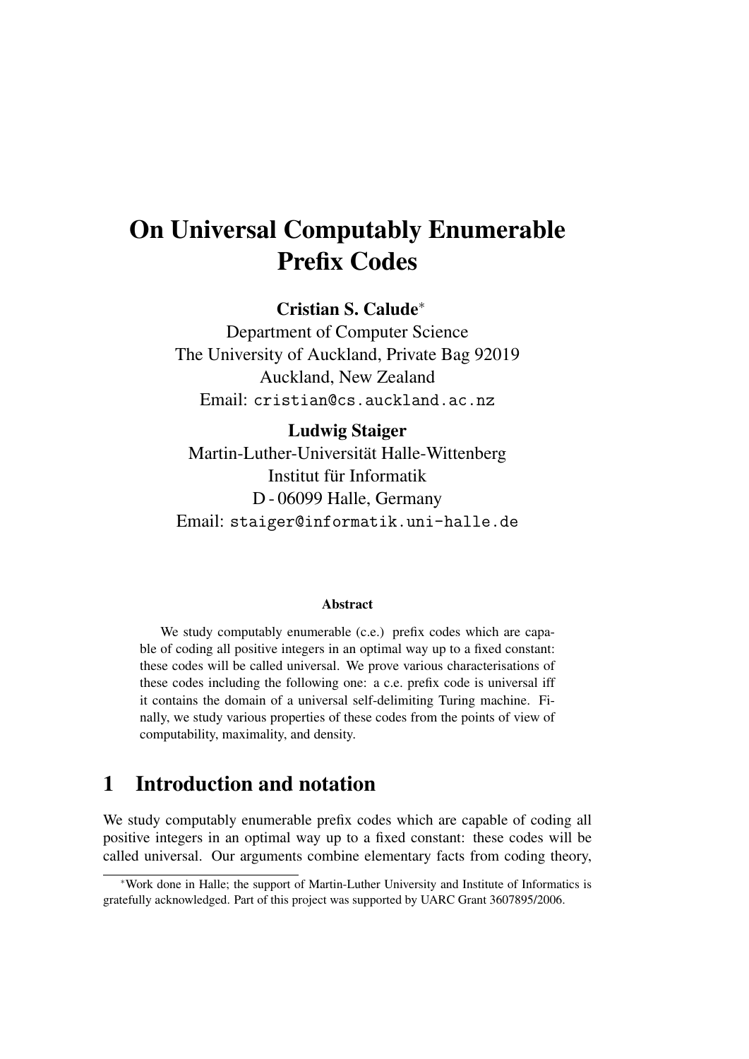# On Universal Computably Enumerable Prefix Codes

**Cristian S. Calude***

Department of Computer Science
The University of Auckland, Private Bag 92019
Auckland, New Zealand
Email: `cristian@cs.auckland.ac.nz`

**Ludwig Staiger**

Martin-Luther-Universität Halle-Wittenberg
Institut für Informatik
D - 06099 Halle, Germany
Email: `staiger@informatik.uni-halle.de`

#### Abstract

We study computably enumerable (c.e.) prefix codes which are capable of coding all positive integers in an optimal way up to a fixed constant: these codes will be called universal. We prove various characterisations of these codes including the following one: a c.e. prefix code is universal iff it contains the domain of a universal self-delimiting Turing machine. Finally, we study various properties of these codes from the points of view of computability, maximality, and density.

## 1 Introduction and notation

We study computably enumerable prefix codes which are capable of coding all positive integers in an optimal way up to a fixed constant: these codes will be called universal. Our arguments combine elementary facts from coding theory,

---

*Work done in Halle; the support of Martin-Luther University and Institute of Informatics is gratefully acknowledged. Part of this project was supported by UARC Grant 3607895/2006.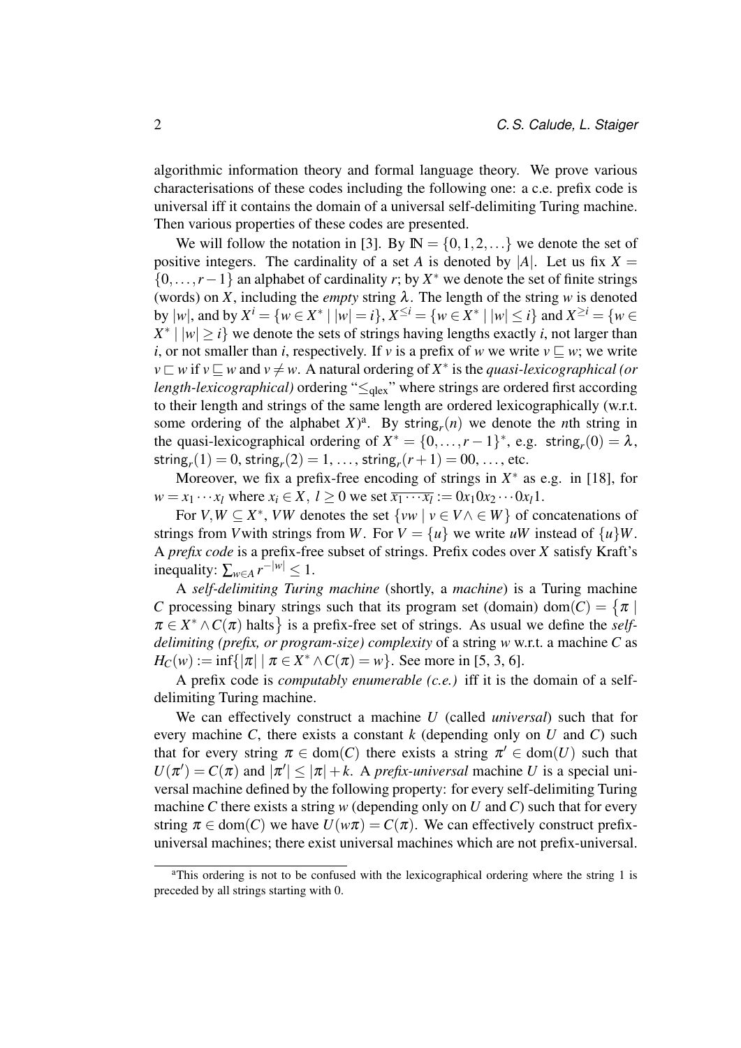algorithmic information theory and formal language theory. We prove various characterisations of these codes including the following one: a c.e. prefix code is universal iff it contains the domain of a universal self-delimiting Turing machine. Then various properties of these codes are presented.

We will follow the notation in [3]. By $\mathbb{N} = \{0,1,2,\ldots\}$ we denote the set of positive integers. The cardinality of a set $A$ is denoted by $|A|$. Let us fix $X = \{0,\ldots,r-1\}$ an alphabet of cardinality $r$; by $X^*$ we denote the set of finite strings (words) on $X$, including the *empty* string $\lambda$. The length of the string $w$ is denoted by $|w|$, and by $X^i = \{w \in X^* \mid |w| = i\}$, $X^{\leq i} = \{w \in X^* \mid |w| \leq i\}$ and $X^{\geq i} = \{w \in X^* \mid |w| \geq i\}$ we denote the sets of strings having lengths exactly $i$, not larger than $i$, or not smaller than $i$, respectively. If $v$ is a prefix of $w$ we write $v \sqsubseteq w$; we write $v \sqsubset w$ if $v \sqsubseteq w$ and $v \neq w$. A natural ordering of $X^*$ is the *quasi-lexicographical (or length-lexicographical)* ordering "$\leq_{\mathrm{qlex}}$" where strings are ordered first according to their length and strings of the same length are ordered lexicographically (w.r.t. some ordering of the alphabet $X$)[a]. By $\mathsf{string}_r(n)$ we denote the $n$th string in the quasi-lexicographical ordering of $X^* = \{0,\ldots,r-1\}^*$, e.g. $\mathsf{string}_r(0) = \lambda$, $\mathsf{string}_r(1) = 0$, $\mathsf{string}_r(2) = 1$, $\ldots$, $\mathsf{string}_r(r+1) = 00$, $\ldots$, etc.

Moreover, we fix a prefix-free encoding of strings in $X^*$ as e.g. in [18], for $w = x_1 \cdots x_l$ where $x_i \in X$, $l \geq 0$ we set $\overline{x_1 \cdots x_l} := 0x_1 0x_2 \cdots 0x_l 1$.

For $V, W \subseteq X^*$, $VW$ denotes the set $\{vw \mid v \in V \wedge \in W\}$ of concatenations of strings from $V$ with strings from $W$. For $V = \{u\}$ we write $uW$ instead of $\{u\}W$. A *prefix code* is a prefix-free subset of strings. Prefix codes over $X$ satisfy Kraft's inequality: $\sum_{w \in A} r^{-|w|} \leq 1$.

A *self-delimiting Turing machine* (shortly, a *machine*) is a Turing machine $C$ processing binary strings such that its program set (domain) $\mathrm{dom}(C) = \{\pi \mid \pi \in X^* \wedge C(\pi) \text{ halts}\}$ is a prefix-free set of strings. As usual we define the *self-delimiting (prefix, or program-size) complexity* of a string $w$ w.r.t. a machine $C$ as $H_C(w) := \inf\{|\pi| \mid \pi \in X^* \wedge C(\pi) = w\}$. See more in [5, 3, 6].

A prefix code is *computably enumerable (c.e.)* iff it is the domain of a self-delimiting Turing machine.

We can effectively construct a machine $U$ (called *universal*) such that for every machine $C$, there exists a constant $k$ (depending only on $U$ and $C$) such that for every string $\pi \in \mathrm{dom}(C)$ there exists a string $\pi' \in \mathrm{dom}(U)$ such that $U(\pi') = C(\pi)$ and $|\pi'| \leq |\pi| + k$. A *prefix-universal* machine $U$ is a special universal machine defined by the following property: for every self-delimiting Turing machine $C$ there exists a string $w$ (depending only on $U$ and $C$) such that for every string $\pi \in \mathrm{dom}(C)$ we have $U(w\pi) = C(\pi)$. We can effectively construct prefix-universal machines; there exist universal machines which are not prefix-universal.

[a] This ordering is not to be confused with the lexicographical ordering where the string 1 is preceded by all strings starting with 0.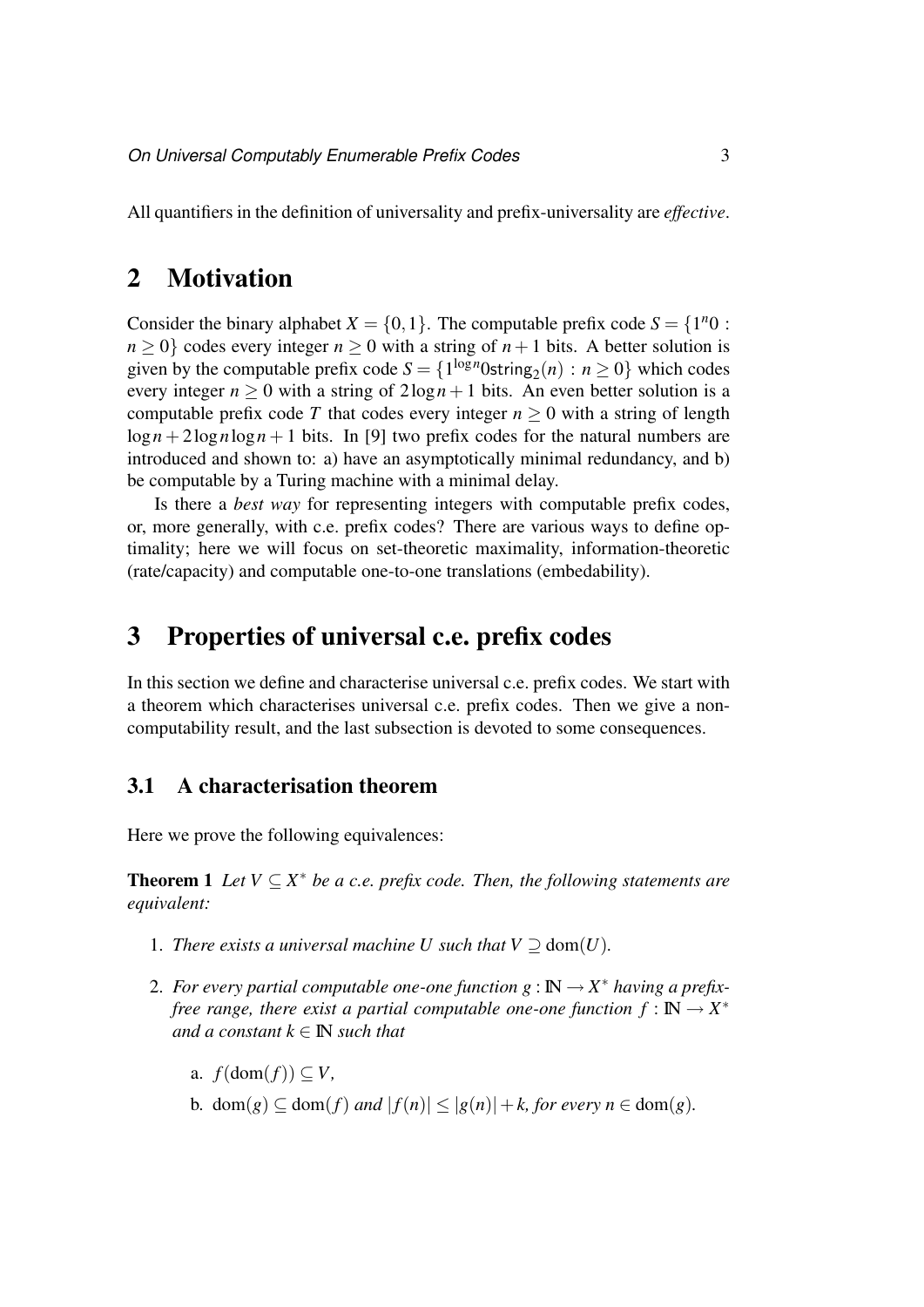All quantifiers in the definition of universality and prefix-universality are *effective*.

## 2 Motivation

Consider the binary alphabet $X = \{0,1\}$. The computable prefix code $S = \{1^n 0 : n \geq 0\}$ codes every integer $n \geq 0$ with a string of $n+1$ bits. A better solution is given by the computable prefix code $S = \{1^{\log n} 0 \mathsf{string}_2(n) : n \geq 0\}$ which codes every integer $n \geq 0$ with a string of $2\log n + 1$ bits. An even better solution is a computable prefix code $T$ that codes every integer $n \geq 0$ with a string of length $\log n + 2\log n \log n + 1$ bits. In [9] two prefix codes for the natural numbers are introduced and shown to: a) have an asymptotically minimal redundancy, and b) be computable by a Turing machine with a minimal delay.

Is there a *best way* for representing integers with computable prefix codes, or, more generally, with c.e. prefix codes? There are various ways to define optimality; here we will focus on set-theoretic maximality, information-theoretic (rate/capacity) and computable one-to-one translations (embedability).

## 3 Properties of universal c.e. prefix codes

In this section we define and characterise universal c.e. prefix codes. We start with a theorem which characterises universal c.e. prefix codes. Then we give a non-computability result, and the last subsection is devoted to some consequences.

### 3.1 A characterisation theorem

Here we prove the following equivalences:

**Theorem 1** *Let $V \subseteq X^*$ be a c.e. prefix code. Then, the following statements are equivalent:*

1. *There exists a universal machine $U$ such that $V \supseteq \mathrm{dom}(U)$.*
2. *For every partial computable one-one function $g : \mathbb{N} \to X^*$ having a prefix-free range, there exist a partial computable one-one function $f : \mathbb{N} \to X^*$ and a constant $k \in \mathbb{N}$ such that*

   a. $f(\mathrm{dom}(f)) \subseteq V$,

   b. $\mathrm{dom}(g) \subseteq \mathrm{dom}(f)$ *and* $|f(n)| \leq |g(n)| + k$*, for every* $n \in \mathrm{dom}(g)$.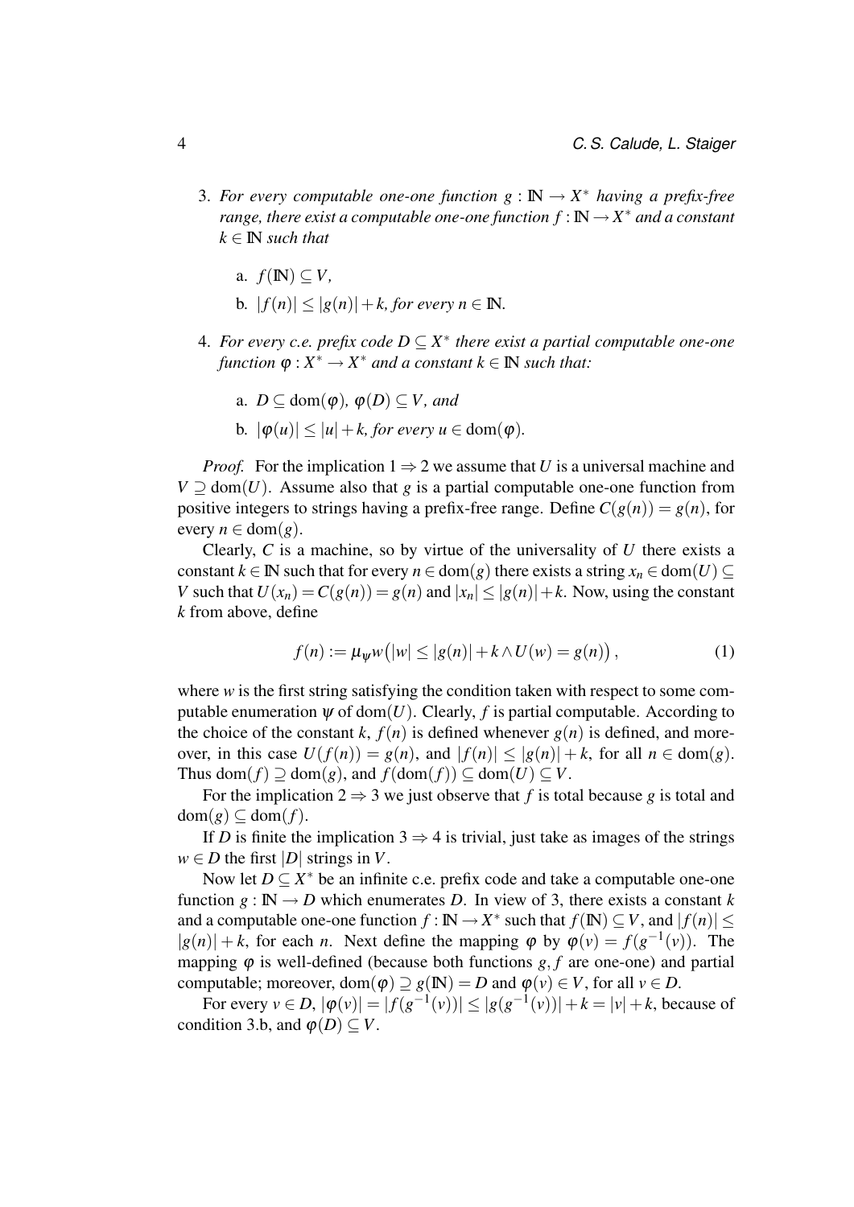3. *For every computable one-one function $g : \mathbb{N} \to X^*$ having a prefix-free range, there exist a computable one-one function $f : \mathbb{N} \to X^*$ and a constant $k \in \mathbb{N}$ such that*

   a. $f(\mathbb{N}) \subseteq V$,

   b. $|f(n)| \leq |g(n)| + k$, *for every* $n \in \mathbb{N}$.

4. *For every c.e. prefix code $D \subseteq X^*$ there exist a partial computable one-one function $\varphi : X^* \to X^*$ and a constant $k \in \mathbb{N}$ such that:*

   a. $D \subseteq \mathrm{dom}(\varphi)$, $\varphi(D) \subseteq V$, *and*

   b. $|\varphi(u)| \leq |u| + k$, *for every* $u \in \mathrm{dom}(\varphi)$.

*Proof.* For the implication $1 \Rightarrow 2$ we assume that $U$ is a universal machine and $V \supseteq \mathrm{dom}(U)$. Assume also that $g$ is a partial computable one-one function from positive integers to strings having a prefix-free range. Define $C(g(n)) = g(n)$, for every $n \in \mathrm{dom}(g)$.

Clearly, $C$ is a machine, so by virtue of the universality of $U$ there exists a constant $k \in \mathbb{N}$ such that for every $n \in \mathrm{dom}(g)$ there exists a string $x_n \in \mathrm{dom}(U) \subseteq V$ such that $U(x_n) = C(g(n)) = g(n)$ and $|x_n| \leq |g(n)| + k$. Now, using the constant $k$ from above, define

$$f(n) := \mu_\psi w\big(|w| \leq |g(n)| + k \wedge U(w) = g(n)\big), \tag{1}$$

where $w$ is the first string satisfying the condition taken with respect to some computable enumeration $\psi$ of $\mathrm{dom}(U)$. Clearly, $f$ is partial computable. According to the choice of the constant $k$, $f(n)$ is defined whenever $g(n)$ is defined, and moreover, in this case $U(f(n)) = g(n)$, and $|f(n)| \leq |g(n)| + k$, for all $n \in \mathrm{dom}(g)$. Thus $\mathrm{dom}(f) \supseteq \mathrm{dom}(g)$, and $f(\mathrm{dom}(f)) \subseteq \mathrm{dom}(U) \subseteq V$.

For the implication $2 \Rightarrow 3$ we just observe that $f$ is total because $g$ is total and $\mathrm{dom}(g) \subseteq \mathrm{dom}(f)$.

If $D$ is finite the implication $3 \Rightarrow 4$ is trivial, just take as images of the strings $w \in D$ the first $|D|$ strings in $V$.

Now let $D \subseteq X^*$ be an infinite c.e. prefix code and take a computable one-one function $g : \mathbb{N} \to D$ which enumerates $D$. In view of 3, there exists a constant $k$ and a computable one-one function $f : \mathbb{N} \to X^*$ such that $f(\mathbb{N}) \subseteq V$, and $|f(n)| \leq |g(n)| + k$, for each $n$. Next define the mapping $\varphi$ by $\varphi(v) = f(g^{-1}(v))$. The mapping $\varphi$ is well-defined (because both functions $g, f$ are one-one) and partial computable; moreover, $\mathrm{dom}(\varphi) \supseteq g(\mathbb{N}) = D$ and $\varphi(v) \in V$, for all $v \in D$.

For every $v \in D$, $|\varphi(v)| = |f(g^{-1}(v))| \leq |g(g^{-1}(v))| + k = |v| + k$, because of condition 3.b, and $\varphi(D) \subseteq V$.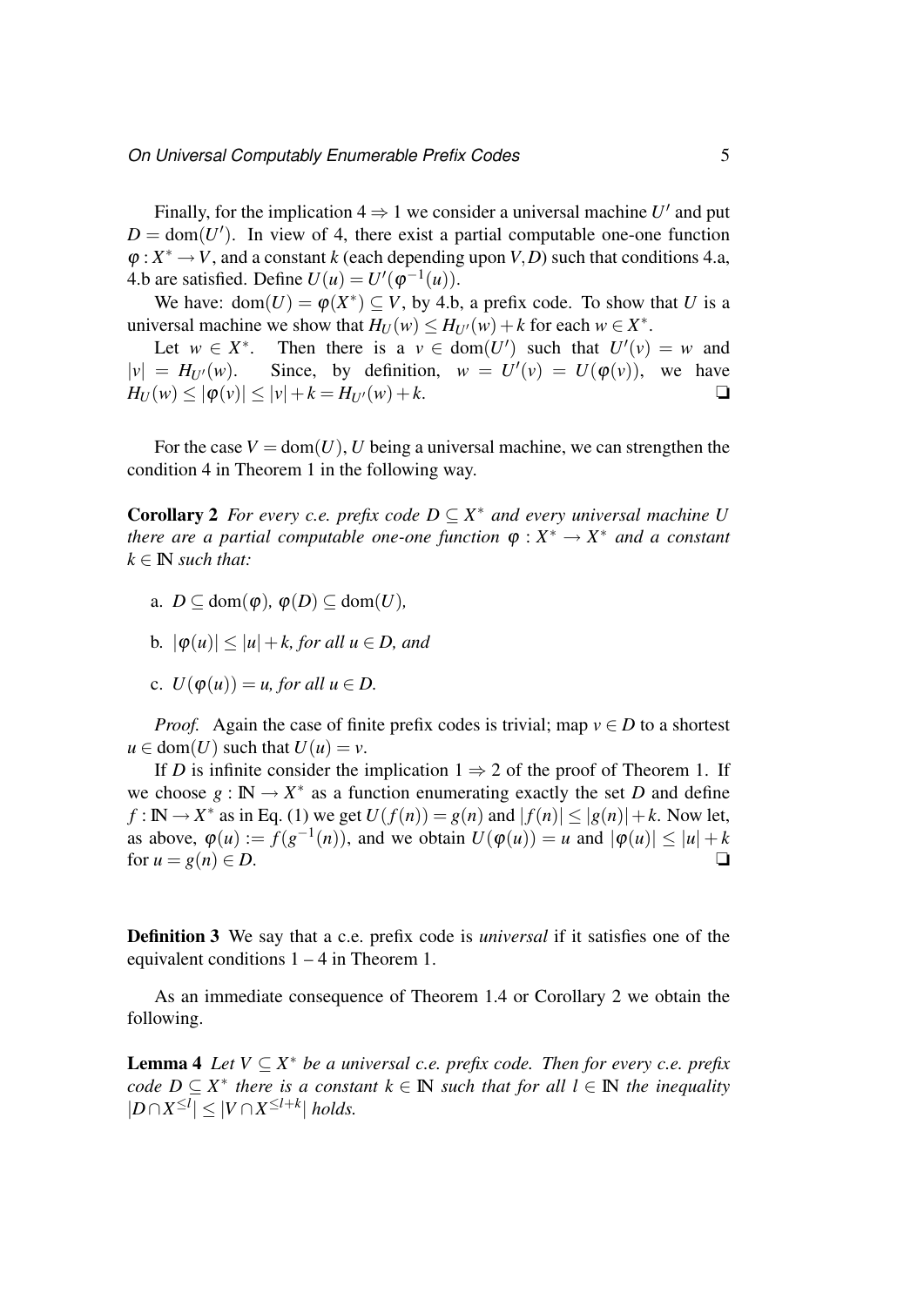Finally, for the implication $4 \Rightarrow 1$ we consider a universal machine $U'$ and put $D = \mathrm{dom}(U')$. In view of 4, there exist a partial computable one-one function $\varphi : X^* \to V$, and a constant $k$ (each depending upon $V, D$) such that conditions 4.a, 4.b are satisfied. Define $U(u) = U'(\varphi^{-1}(u))$.

We have: $\mathrm{dom}(U) = \varphi(X^*) \subseteq V$, by 4.b, a prefix code. To show that $U$ is a universal machine we show that $H_U(w) \leq H_{U'}(w) + k$ for each $w \in X^*$.

Let $w \in X^*$. Then there is a $v \in \mathrm{dom}(U')$ such that $U'(v) = w$ and $|v| = H_{U'}(w)$. Since, by definition, $w = U'(v) = U(\varphi(v))$, we have $H_U(w) \leq |\varphi(v)| \leq |v| + k = H_{U'}(w) + k$. ❏

For the case $V = \mathrm{dom}(U)$, $U$ being a universal machine, we can strengthen the condition 4 in Theorem 1 in the following way.

**Corollary 2** *For every c.e. prefix code $D \subseteq X^*$ and every universal machine $U$ there are a partial computable one-one function $\varphi : X^* \to X^*$ and a constant $k \in \mathbb{N}$ such that:*

a. $D \subseteq \mathrm{dom}(\varphi)$, $\varphi(D) \subseteq \mathrm{dom}(U)$,

b. $|\varphi(u)| \leq |u| + k$, *for all $u \in D$, and*

c. $U(\varphi(u)) = u$, *for all $u \in D$.*

*Proof.* Again the case of finite prefix codes is trivial; map $v \in D$ to a shortest $u \in \mathrm{dom}(U)$ such that $U(u) = v$.

If $D$ is infinite consider the implication $1 \Rightarrow 2$ of the proof of Theorem 1. If we choose $g : \mathbb{N} \to X^*$ as a function enumerating exactly the set $D$ and define $f : \mathbb{N} \to X^*$ as in Eq. (1) we get $U(f(n)) = g(n)$ and $|f(n)| \leq |g(n)| + k$. Now let, as above, $\varphi(u) := f(g^{-1}(n))$, and we obtain $U(\varphi(u)) = u$ and $|\varphi(u)| \leq |u| + k$ for $u = g(n) \in D$. ❏

**Definition 3** We say that a c.e. prefix code is *universal* if it satisfies one of the equivalent conditions 1 – 4 in Theorem 1.

As an immediate consequence of Theorem 1.4 or Corollary 2 we obtain the following.

**Lemma 4** *Let $V \subseteq X^*$ be a universal c.e. prefix code. Then for every c.e. prefix code $D \subseteq X^*$ there is a constant $k \in \mathbb{N}$ such that for all $l \in \mathbb{N}$ the inequality $|D \cap X^{\leq l}| \leq |V \cap X^{\leq l+k}|$ holds.*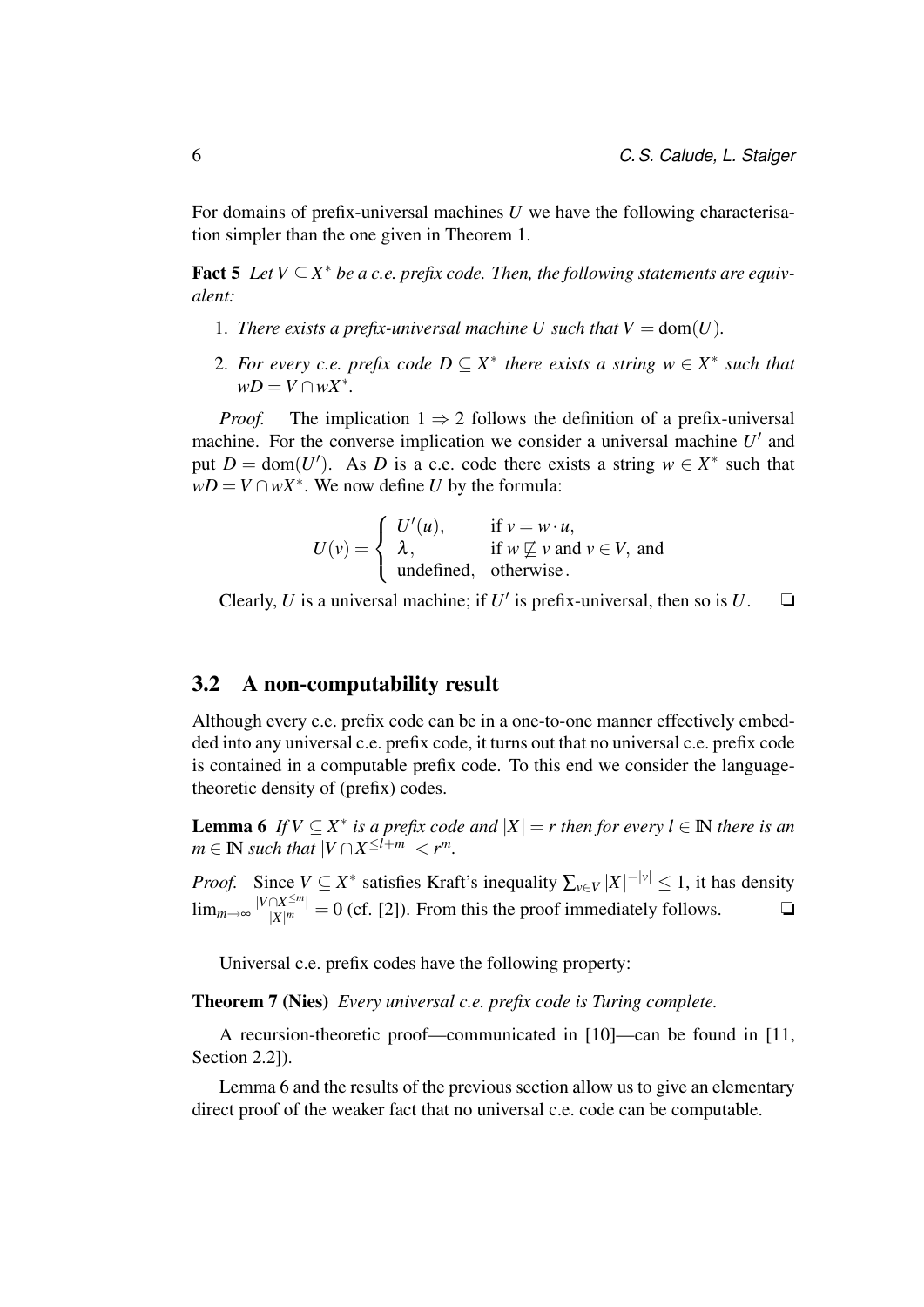For domains of prefix-universal machines $U$ we have the following characterisation simpler than the one given in Theorem 1.

**Fact 5** *Let $V \subseteq X^*$ be a c.e. prefix code. Then, the following statements are equivalent:*

1. *There exists a prefix-universal machine $U$ such that $V = \mathrm{dom}(U)$.*
2. *For every c.e. prefix code $D \subseteq X^*$ there exists a string $w \in X^*$ such that $wD = V \cap wX^*$.*

*Proof.* The implication $1 \Rightarrow 2$ follows the definition of a prefix-universal machine. For the converse implication we consider a universal machine $U'$ and put $D = \mathrm{dom}(U')$. As $D$ is a c.e. code there exists a string $w \in X^*$ such that $wD = V \cap wX^*$. We now define $U$ by the formula:

$$U(v) = \begin{cases} U'(u), & \text{if } v = w \cdot u, \\ \lambda, & \text{if } w \not\sqsubseteq v \text{ and } v \in V, \text{ and} \\ \text{undefined}, & \text{otherwise}. \end{cases}$$

Clearly, $U$ is a universal machine; if $U'$ is prefix-universal, then so is $U$. ❑

## 3.2 A non-computability result

Although every c.e. prefix code can be in a one-to-one manner effectively embedded into any universal c.e. prefix code, it turns out that no universal c.e. prefix code is contained in a computable prefix code. To this end we consider the language-theoretic density of (prefix) codes.

**Lemma 6** *If $V \subseteq X^*$ is a prefix code and $|X| = r$ then for every $l \in \mathbb{N}$ there is an $m \in \mathbb{N}$ such that $|V \cap X^{\leq l+m}| < r^m$.*

*Proof.* Since $V \subseteq X^*$ satisfies Kraft's inequality $\sum_{v \in V} |X|^{-|v|} \leq 1$, it has density $\lim_{m\to\infty} \frac{|V \cap X^{\leq m}|}{|X|^m} = 0$ (cf. [2]). From this the proof immediately follows. ❑

Universal c.e. prefix codes have the following property:

**Theorem 7 (Nies)** *Every universal c.e. prefix code is Turing complete.*

A recursion-theoretic proof—communicated in [10]—can be found in [11, Section 2.2]).

Lemma 6 and the results of the previous section allow us to give an elementary direct proof of the weaker fact that no universal c.e. code can be computable.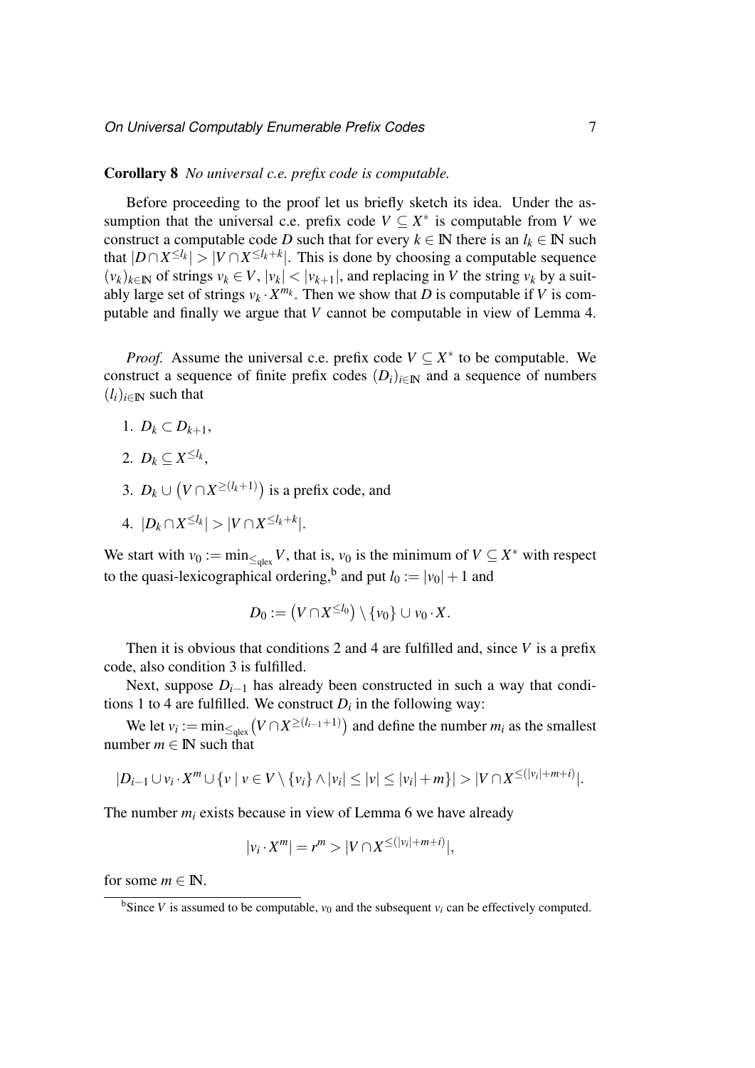**Corollary 8** *No universal c.e. prefix code is computable.*

Before proceeding to the proof let us briefly sketch its idea. Under the assumption that the universal c.e. prefix code $V \subseteq X^*$ is computable from $V$ we construct a computable code $D$ such that for every $k \in \mathbb{N}$ there is an $l_k \in \mathbb{N}$ such that $|D \cap X^{\leq l_k}| > |V \cap X^{\leq l_k + k}|$. This is done by choosing a computable sequence $(v_k)_{k \in \mathbb{N}}$ of strings $v_k \in V$, $|v_k| < |v_{k+1}|$, and replacing in $V$ the string $v_k$ by a suitably large set of strings $v_k \cdot X^{m_k}$. Then we show that $D$ is computable if $V$ is computable and finally we argue that $V$ cannot be computable in view of Lemma 4.

*Proof.* Assume the universal c.e. prefix code $V \subseteq X^*$ to be computable. We construct a sequence of finite prefix codes $(D_i)_{i \in \mathbb{N}}$ and a sequence of numbers $(l_i)_{i \in \mathbb{N}}$ such that

1. $D_k \subset D_{k+1}$,
2. $D_k \subseteq X^{\leq l_k}$,
3. $D_k \cup \left(V \cap X^{\geq (l_k+1)}\right)$ is a prefix code, and
4. $|D_k \cap X^{\leq l_k}| > |V \cap X^{\leq l_k + k}|$.

We start with $v_0 := \min_{\leq_{\text{qlex}}} V$, that is, $v_0$ is the minimum of $V \subseteq X^*$ with respect to the quasi-lexicographical ordering,[b] and put $l_0 := |v_0| + 1$ and

$$D_0 := \left(V \cap X^{\leq l_0}\right) \setminus \{v_0\} \cup v_0 \cdot X.$$

Then it is obvious that conditions 2 and 4 are fulfilled and, since $V$ is a prefix code, also condition 3 is fulfilled.

Next, suppose $D_{i-1}$ has already been constructed in such a way that conditions 1 to 4 are fulfilled. We construct $D_i$ in the following way:

We let $v_i := \min_{\leq_{\text{qlex}}} \left(V \cap X^{\geq (l_{i-1}+1)}\right)$ and define the number $m_i$ as the smallest number $m \in \mathbb{N}$ such that

$$|D_{i-1} \cup v_i \cdot X^m \cup \{v \mid v \in V \setminus \{v_i\} \wedge |v_i| \leq |v| \leq |v_i| + m\}| > |V \cap X^{\leq (|v_i|+m+i)}|.$$

The number $m_i$ exists because in view of Lemma 6 we have already

$$|v_i \cdot X^m| = r^m > |V \cap X^{\leq (|v_i|+m+i)}|,$$

for some $m \in \mathbb{N}$.

[b] Since $V$ is assumed to be computable, $v_0$ and the subsequent $v_i$ can be effectively computed.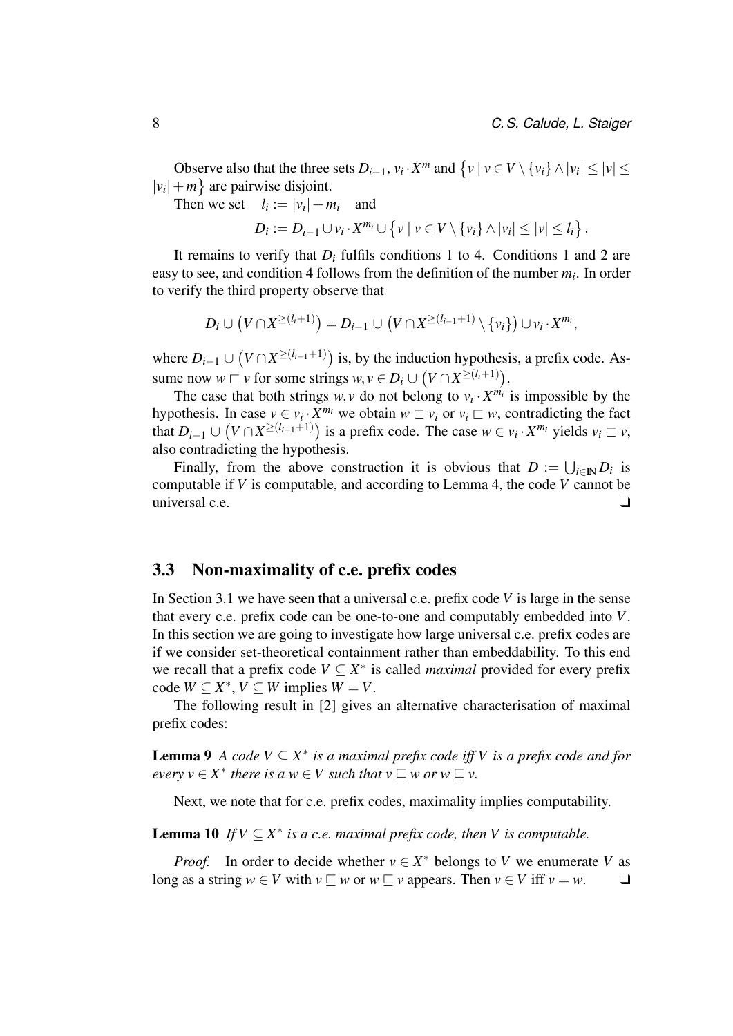Observe also that the three sets $D_{i-1}$, $v_i \cdot X^m$ and $\{v \mid v \in V \setminus \{v_i\} \wedge |v_i| \leq |v| \leq |v_i| + m\}$ are pairwise disjoint.

Then we set $\quad l_i := |v_i| + m_i \quad$ and

$$D_i := D_{i-1} \cup v_i \cdot X^{m_i} \cup \{v \mid v \in V \setminus \{v_i\} \wedge |v_i| \leq |v| \leq l_i\}.$$

It remains to verify that $D_i$ fulfils conditions 1 to 4. Conditions 1 and 2 are easy to see, and condition 4 follows from the definition of the number $m_i$. In order to verify the third property observe that

$$D_i \cup \left(V \cap X^{\geq(l_i+1)}\right) = D_{i-1} \cup \left(V \cap X^{\geq(l_{i-1}+1)} \setminus \{v_i\}\right) \cup v_i \cdot X^{m_i},$$

where $D_{i-1} \cup \left(V \cap X^{\geq(l_{i-1}+1)}\right)$ is, by the induction hypothesis, a prefix code. Assume now $w \sqsubset v$ for some strings $w, v \in D_i \cup \left(V \cap X^{\geq(l_i+1)}\right)$.

The case that both strings $w, v$ do not belong to $v_i \cdot X^{m_i}$ is impossible by the hypothesis. In case $v \in v_i \cdot X^{m_i}$ we obtain $w \sqsubset v_i$ or $v_i \sqsubset w$, contradicting the fact that $D_{i-1} \cup \left(V \cap X^{\geq(l_{i-1}+1)}\right)$ is a prefix code. The case $w \in v_i \cdot X^{m_i}$ yields $v_i \sqsubset v$, also contradicting the hypothesis.

Finally, from the above construction it is obvious that $D := \bigcup_{i \in \mathbb{N}} D_i$ is computable if $V$ is computable, and according to Lemma 4, the code $V$ cannot be universal c.e. ❑

## 3.3 Non-maximality of c.e. prefix codes

In Section 3.1 we have seen that a universal c.e. prefix code $V$ is large in the sense that every c.e. prefix code can be one-to-one and computably embedded into $V$. In this section we are going to investigate how large universal c.e. prefix codes are if we consider set-theoretical containment rather than embeddability. To this end we recall that a prefix code $V \subseteq X^*$ is called *maximal* provided for every prefix code $W \subseteq X^*$, $V \subseteq W$ implies $W = V$.

The following result in [2] gives an alternative characterisation of maximal prefix codes:

**Lemma 9** *A code $V \subseteq X^*$ is a maximal prefix code iff $V$ is a prefix code and for every $v \in X^*$ there is a $w \in V$ such that $v \sqsubseteq w$ or $w \sqsubseteq v$.*

Next, we note that for c.e. prefix codes, maximality implies computability.

**Lemma 10** *If $V \subseteq X^*$ is a c.e. maximal prefix code, then $V$ is computable.*

*Proof.* In order to decide whether $v \in X^*$ belongs to $V$ we enumerate $V$ as long as a string $w \in V$ with $v \sqsubseteq w$ or $w \sqsubseteq v$ appears. Then $v \in V$ iff $v = w$. ❑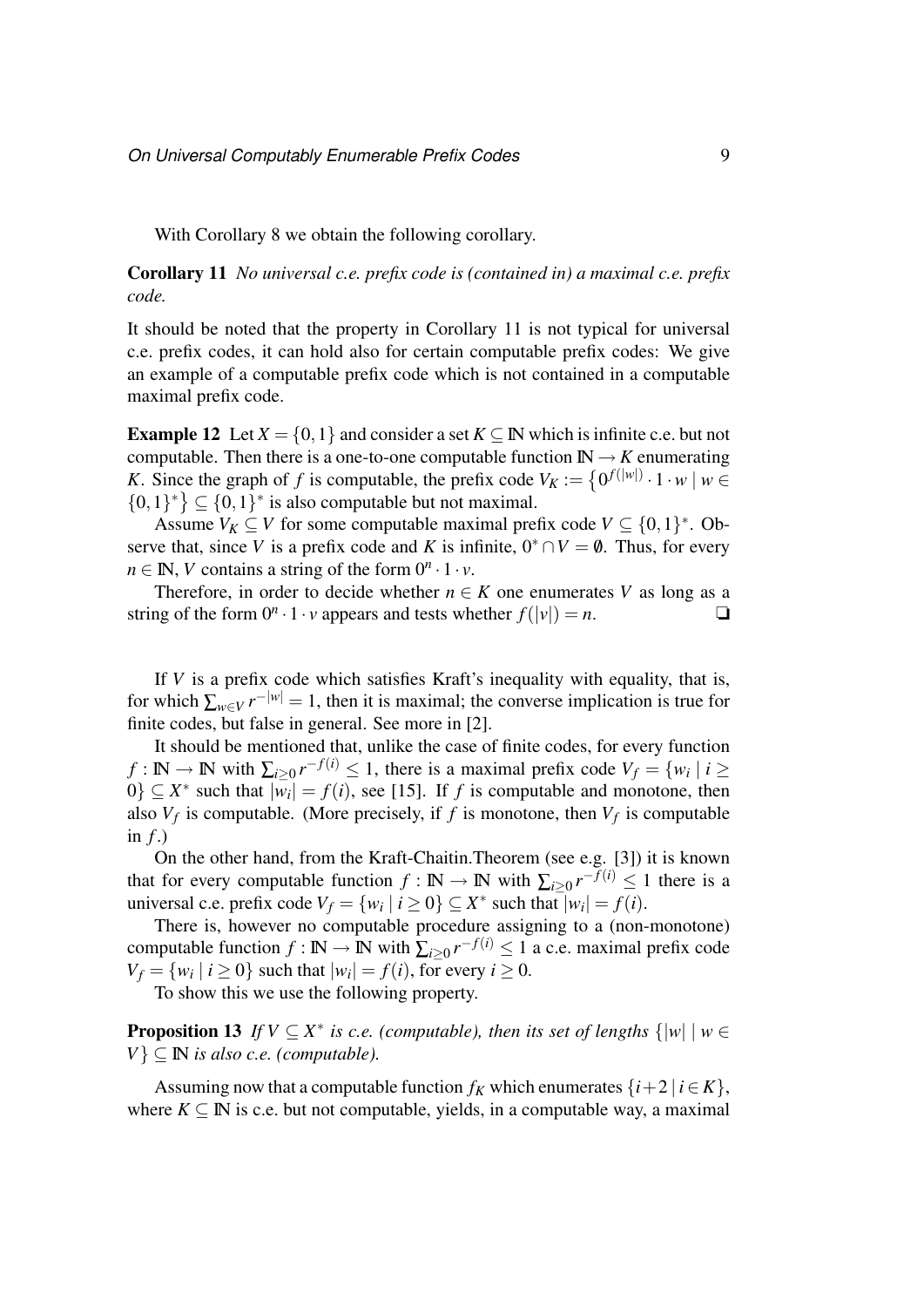With Corollary 8 we obtain the following corollary.

**Corollary 11** *No universal c.e. prefix code is (contained in) a maximal c.e. prefix code.*

It should be noted that the property in Corollary 11 is not typical for universal c.e. prefix codes, it can hold also for certain computable prefix codes: We give an example of a computable prefix code which is not contained in a computable maximal prefix code.

**Example 12** Let $X = \{0,1\}$ and consider a set $K \subseteq \mathbb{N}$ which is infinite c.e. but not computable. Then there is a one-to-one computable function $\mathbb{N} \to K$ enumerating $K$. Since the graph of $f$ is computable, the prefix code $V_K := \{0^{f(|w|)} \cdot 1 \cdot w \mid w \in \{0,1\}^*\} \subseteq \{0,1\}^*$ is also computable but not maximal.

Assume $V_K \subseteq V$ for some computable maximal prefix code $V \subseteq \{0,1\}^*$. Observe that, since $V$ is a prefix code and $K$ is infinite, $0^* \cap V = \emptyset$. Thus, for every $n \in \mathbb{N}$, $V$ contains a string of the form $0^n \cdot 1 \cdot v$.

Therefore, in order to decide whether $n \in K$ one enumerates $V$ as long as a string of the form $0^n \cdot 1 \cdot v$ appears and tests whether $f(|v|) = n$. ❑

If $V$ is a prefix code which satisfies Kraft's inequality with equality, that is, for which $\sum_{w \in V} r^{-|w|} = 1$, then it is maximal; the converse implication is true for finite codes, but false in general. See more in [2].

It should be mentioned that, unlike the case of finite codes, for every function $f : \mathbb{N} \to \mathbb{N}$ with $\sum_{i \geq 0} r^{-f(i)} \leq 1$, there is a maximal prefix code $V_f = \{w_i \mid i \geq 0\} \subseteq X^*$ such that $|w_i| = f(i)$, see [15]. If $f$ is computable and monotone, then also $V_f$ is computable. (More precisely, if $f$ is monotone, then $V_f$ is computable in $f$.)

On the other hand, from the Kraft-Chaitin.Theorem (see e.g. [3]) it is known that for every computable function $f : \mathbb{N} \to \mathbb{N}$ with $\sum_{i \geq 0} r^{-f(i)} \leq 1$ there is a universal c.e. prefix code $V_f = \{w_i \mid i \geq 0\} \subseteq X^*$ such that $|w_i| = f(i)$.

There is, however no computable procedure assigning to a (non-monotone) computable function $f : \mathbb{N} \to \mathbb{N}$ with $\sum_{i \geq 0} r^{-f(i)} \leq 1$ a c.e. maximal prefix code $V_f = \{w_i \mid i \geq 0\}$ such that $|w_i| = f(i)$, for every $i \geq 0$.

To show this we use the following property.

**Proposition 13** *If $V \subseteq X^*$ is c.e. (computable), then its set of lengths $\{|w| \mid w \in V\} \subseteq \mathbb{N}$ is also c.e. (computable).*

Assuming now that a computable function $f_K$ which enumerates $\{i+2 \mid i \in K\}$, where $K \subseteq \mathbb{N}$ is c.e. but not computable, yields, in a computable way, a maximal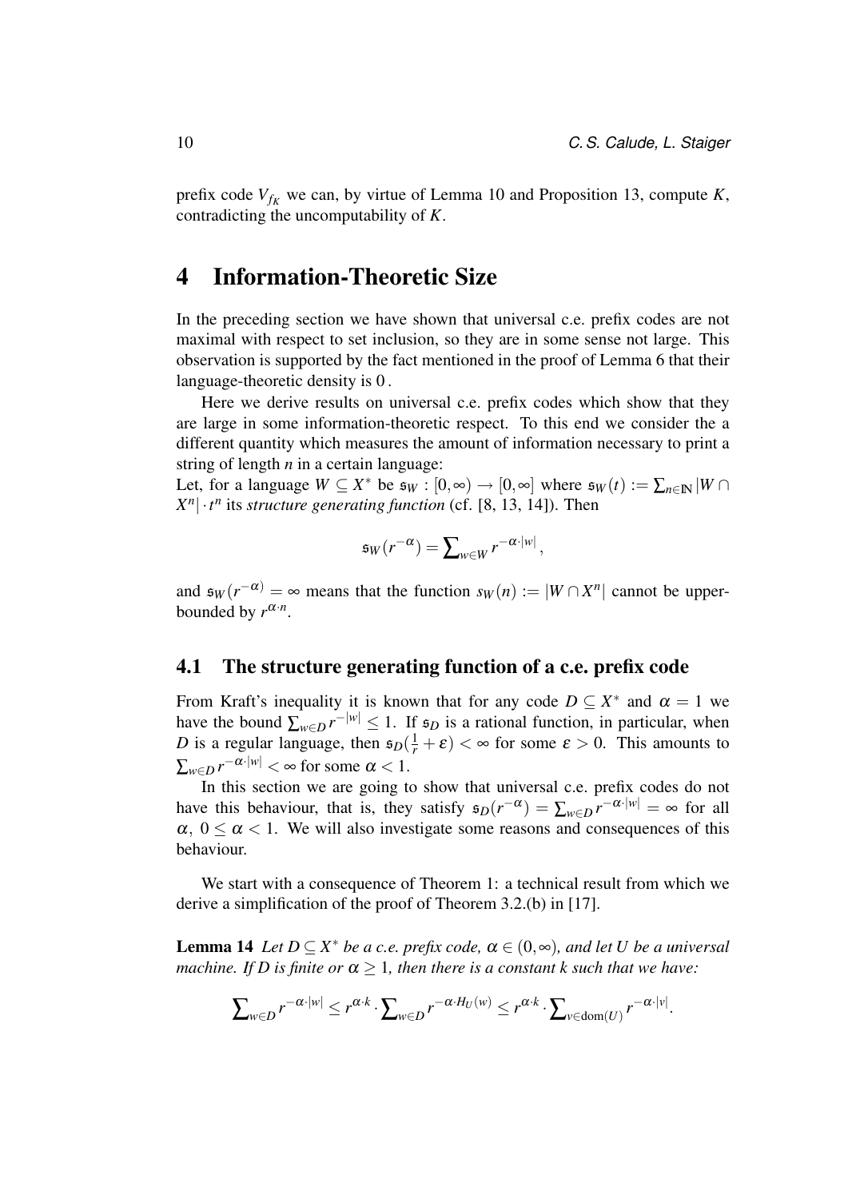prefix code $V_{f_K}$ we can, by virtue of Lemma 10 and Proposition 13, compute $K$, contradicting the uncomputability of $K$.

# 4 Information-Theoretic Size

In the preceding section we have shown that universal c.e. prefix codes are not maximal with respect to set inclusion, so they are in some sense not large. This observation is supported by the fact mentioned in the proof of Lemma 6 that their language-theoretic density is 0 .

Here we derive results on universal c.e. prefix codes which show that they are large in some information-theoretic respect. To this end we consider the a different quantity which measures the amount of information necessary to print a string of length $n$ in a certain language:

Let, for a language $W \subseteq X^*$ be $\mathfrak{s}_W : [0,\infty) \to [0,\infty]$ where $\mathfrak{s}_W(t) := \sum_{n\in\mathbb{N}} |W \cap X^n| \cdot t^n$ its *structure generating function* (cf. [8, 13, 14]). Then

$$\mathfrak{s}_W(r^{-\alpha}) = \sum\nolimits_{w\in W} r^{-\alpha\cdot|w|},$$

and $\mathfrak{s}_W(r^{-\alpha}) = \infty$ means that the function $s_W(n) := |W \cap X^n|$ cannot be upper-bounded by $r^{\alpha\cdot n}$.

## 4.1 The structure generating function of a c.e. prefix code

From Kraft's inequality it is known that for any code $D \subseteq X^*$ and $\alpha = 1$ we have the bound $\sum_{w\in D} r^{-|w|} \leq 1$. If $\mathfrak{s}_D$ is a rational function, in particular, when $D$ is a regular language, then $\mathfrak{s}_D(\frac{1}{r}+\varepsilon) < \infty$ for some $\varepsilon > 0$. This amounts to $\sum_{w\in D} r^{-\alpha\cdot|w|} < \infty$ for some $\alpha < 1$.

In this section we are going to show that universal c.e. prefix codes do not have this behaviour, that is, they satisfy $\mathfrak{s}_D(r^{-\alpha}) = \sum_{w\in D} r^{-\alpha\cdot|w|} = \infty$ for all $\alpha$, $0 \leq \alpha < 1$. We will also investigate some reasons and consequences of this behaviour.

We start with a consequence of Theorem 1: a technical result from which we derive a simplification of the proof of Theorem 3.2.(b) in [17].

**Lemma 14** *Let $D \subseteq X^*$ be a c.e. prefix code, $\alpha \in (0,\infty)$, and let $U$ be a universal machine. If $D$ is finite or $\alpha \geq 1$, then there is a constant $k$ such that we have:*

$$\sum\nolimits_{w\in D} r^{-\alpha\cdot|w|} \leq r^{\alpha\cdot k} \cdot \sum\nolimits_{w\in D} r^{-\alpha\cdot H_U(w)} \leq r^{\alpha\cdot k} \cdot \sum\nolimits_{v\in \mathrm{dom}(U)} r^{-\alpha\cdot|v|}.$$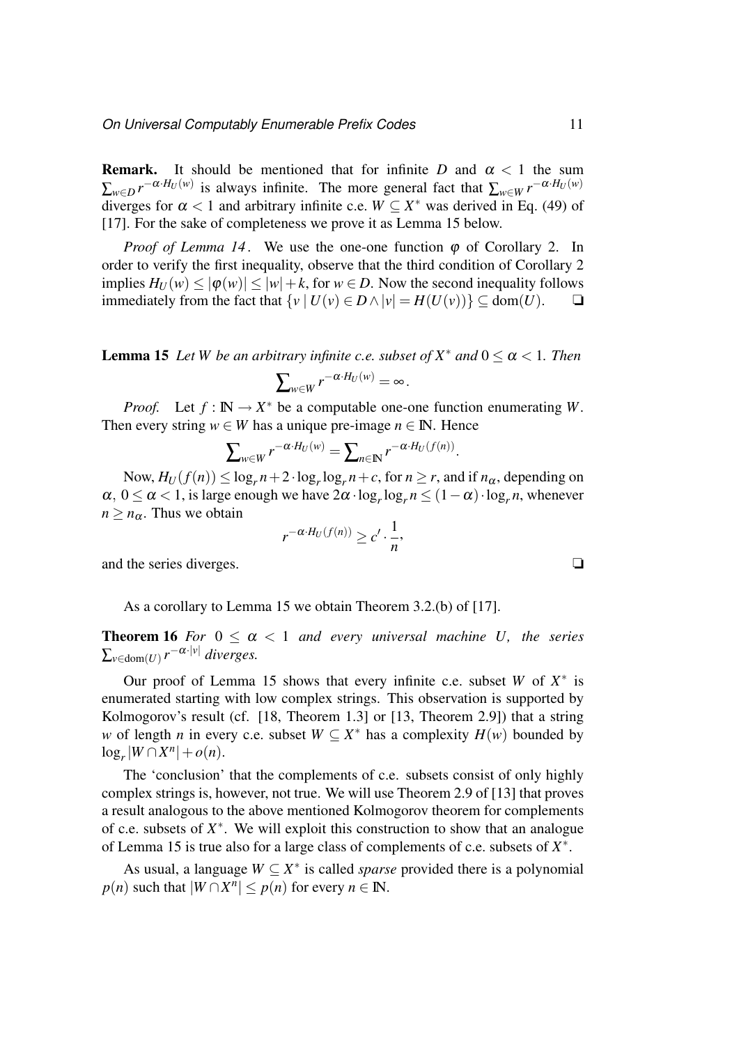**Remark.** It should be mentioned that for infinite $D$ and $\alpha < 1$ the sum $\sum_{w \in D} r^{-\alpha \cdot H_U(w)}$ is always infinite. The more general fact that $\sum_{w \in W} r^{-\alpha \cdot H_U(w)}$ diverges for $\alpha < 1$ and arbitrary infinite c.e. $W \subseteq X^*$ was derived in Eq. (49) of [17]. For the sake of completeness we prove it as Lemma 15 below.

*Proof of Lemma 14*. We use the one-one function $\varphi$ of Corollary 2. In order to verify the first inequality, observe that the third condition of Corollary 2 implies $H_U(w) \leq |\varphi(w)| \leq |w| + k$, for $w \in D$. Now the second inequality follows immediately from the fact that $\{v \mid U(v) \in D \wedge |v| = H(U(v))\} \subseteq \mathrm{dom}(U)$. ❑

**Lemma 15** *Let $W$ be an arbitrary infinite c.e. subset of $X^*$ and $0 \leq \alpha < 1$. Then*

$$\sum_{w \in W} r^{-\alpha \cdot H_U(w)} = \infty .$$

*Proof.* Let $f : \mathbb{N} \to X^*$ be a computable one-one function enumerating $W$. Then every string $w \in W$ has a unique pre-image $n \in \mathbb{N}$. Hence

$$\sum_{w \in W} r^{-\alpha \cdot H_U(w)} = \sum_{n \in \mathbb{N}} r^{-\alpha \cdot H_U(f(n))}.$$

Now, $H_U(f(n)) \leq \log_r n + 2 \cdot \log_r \log_r n + c$, for $n \geq r$, and if $n_\alpha$, depending on $\alpha$, $0 \leq \alpha < 1$, is large enough we have $2\alpha \cdot \log_r \log_r n \leq (1 - \alpha) \cdot \log_r n$, whenever $n \geq n_\alpha$. Thus we obtain

$$r^{-\alpha \cdot H_U(f(n))} \geq c' \cdot \frac{1}{n},$$

and the series diverges. ❑

As a corollary to Lemma 15 we obtain Theorem 3.2.(b) of [17].

**Theorem 16** *For $0 \leq \alpha < 1$ and every universal machine $U$, the series $\sum_{v \in \mathrm{dom}(U)} r^{-\alpha \cdot |v|}$ diverges.*

Our proof of Lemma 15 shows that every infinite c.e. subset $W$ of $X^*$ is enumerated starting with low complex strings. This observation is supported by Kolmogorov's result (cf. [18, Theorem 1.3] or [13, Theorem 2.9]) that a string $w$ of length $n$ in every c.e. subset $W \subseteq X^*$ has a complexity $H(w)$ bounded by $\log_r |W \cap X^n| + o(n)$.

The 'conclusion' that the complements of c.e. subsets consist of only highly complex strings is, however, not true. We will use Theorem 2.9 of [13] that proves a result analogous to the above mentioned Kolmogorov theorem for complements of c.e. subsets of $X^*$. We will exploit this construction to show that an analogue of Lemma 15 is true also for a large class of complements of c.e. subsets of $X^*$.

As usual, a language $W \subseteq X^*$ is called *sparse* provided there is a polynomial $p(n)$ such that $|W \cap X^n| \leq p(n)$ for every $n \in \mathbb{N}$.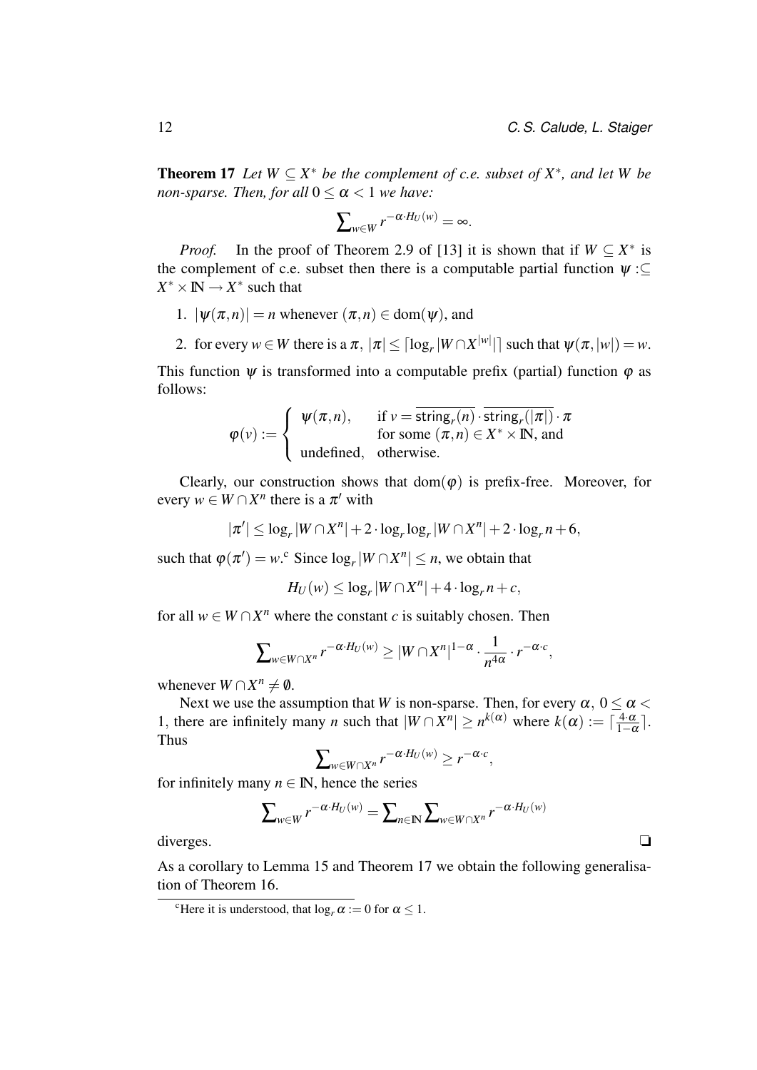**Theorem 17** *Let $W \subseteq X^*$ be the complement of c.e. subset of $X^*$, and let $W$ be non-sparse. Then, for all $0 \leq \alpha < 1$ we have:*

$$\sum\nolimits_{w \in W} r^{-\alpha \cdot H_U(w)} = \infty.$$

*Proof.* In the proof of Theorem 2.9 of [13] it is shown that if $W \subseteq X^*$ is the complement of c.e. subset then there is a computable partial function $\psi :\subseteq X^* \times \mathbb{N} \to X^*$ such that

1. $|\psi(\pi, n)| = n$ whenever $(\pi, n) \in \mathrm{dom}(\psi)$, and
2. for every $w \in W$ there is a $\pi$, $|\pi| \leq \lceil \log_r |W \cap X^{|w|}| \rceil$ such that $\psi(\pi, |w|) = w$.

This function $\psi$ is transformed into a computable prefix (partial) function $\varphi$ as follows:

$$\varphi(v) := \begin{cases} \psi(\pi, n), & \text{if } v = \overline{\mathsf{string}_r(n)} \cdot \overline{\mathsf{string}_r(|\pi|)} \cdot \pi \\ & \text{for some } (\pi, n) \in X^* \times \mathbb{N}, \text{ and} \\ \text{undefined}, & \text{otherwise.} \end{cases}$$

Clearly, our construction shows that $\mathrm{dom}(\varphi)$ is prefix-free. Moreover, for every $w \in W \cap X^n$ there is a $\pi'$ with

$$|\pi'| \leq \log_r |W \cap X^n| + 2 \cdot \log_r \log_r |W \cap X^n| + 2 \cdot \log_r n + 6,$$

such that $\varphi(\pi') = w$.[c] Since $\log_r |W \cap X^n| \leq n$, we obtain that

$$H_U(w) \leq \log_r |W \cap X^n| + 4 \cdot \log_r n + c,$$

for all $w \in W \cap X^n$ where the constant $c$ is suitably chosen. Then

$$\sum\nolimits_{w \in W \cap X^n} r^{-\alpha \cdot H_U(w)} \geq |W \cap X^n|^{1-\alpha} \cdot \frac{1}{n^{4\alpha}} \cdot r^{-\alpha \cdot c},$$

whenever $W \cap X^n \neq \emptyset$.

Next we use the assumption that $W$ is non-sparse. Then, for every $\alpha$, $0 \leq \alpha < 1$, there are infinitely many $n$ such that $|W \cap X^n| \geq n^{k(\alpha)}$ where $k(\alpha) := \lceil \frac{4 \cdot \alpha}{1-\alpha} \rceil$. Thus

$$\sum\nolimits_{w \in W \cap X^n} r^{-\alpha \cdot H_U(w)} \geq r^{-\alpha \cdot c},$$

for infinitely many $n \in \mathbb{N}$, hence the series

$$\sum\nolimits_{w \in W} r^{-\alpha \cdot H_U(w)} = \sum\nolimits_{n \in \mathbb{N}} \sum\nolimits_{w \in W \cap X^n} r^{-\alpha \cdot H_U(w)}$$

diverges. ❑

As a corollary to Lemma 15 and Theorem 17 we obtain the following generalisation of Theorem 16.

[c] Here it is understood, that $\log_r \alpha := 0$ for $\alpha \leq 1$.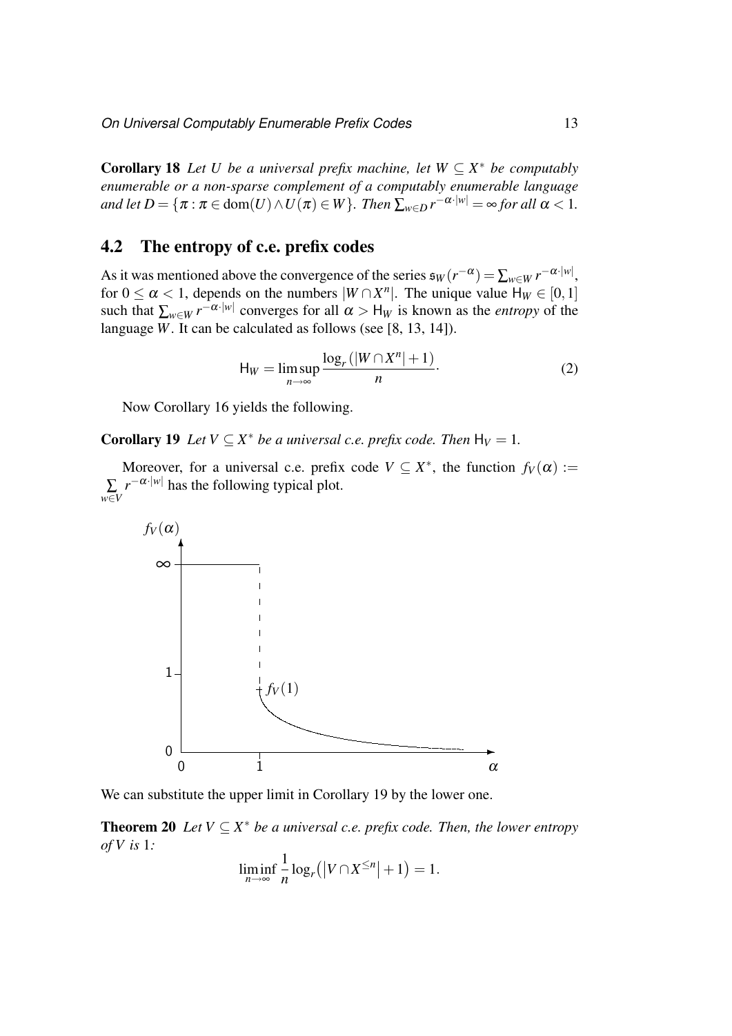**Corollary 18** *Let $U$ be a universal prefix machine, let $W \subseteq X^*$ be computably enumerable or a non-sparse complement of a computably enumerable language and let $D = \{\pi : \pi \in \mathrm{dom}(U) \wedge U(\pi) \in W\}$. Then $\sum_{w\in D} r^{-\alpha\cdot|w|} = \infty$ for all $\alpha < 1$.*

## 4.2 The entropy of c.e. prefix codes

As it was mentioned above the convergence of the series $\mathfrak{s}_W(r^{-\alpha}) = \sum_{w\in W} r^{-\alpha\cdot|w|}$, for $0 \le \alpha < 1$, depends on the numbers $|W \cap X^n|$. The unique value $\mathsf{H}_W \in [0,1]$ such that $\sum_{w\in W} r^{-\alpha\cdot|w|}$ converges for all $\alpha > \mathsf{H}_W$ is known as the *entropy* of the language $W$. It can be calculated as follows (see [8, 13, 14]).

$$\mathsf{H}_W = \limsup_{n\to\infty} \frac{\log_r(|W \cap X^n| + 1)}{n}. \tag{2}$$

Now Corollary 16 yields the following.

**Corollary 19** *Let $V \subseteq X^*$ be a universal c.e. prefix code. Then $\mathsf{H}_V = 1$.*

Moreover, for a universal c.e. prefix code $V \subseteq X^*$, the function $f_V(\alpha) := \sum_{w\in V} r^{-\alpha\cdot|w|}$ has the following typical plot.

We can substitute the upper limit in Corollary 19 by the lower one.

**Theorem 20** *Let $V \subseteq X^*$ be a universal c.e. prefix code. Then, the lower entropy of $V$ is 1:*

$$\liminf_{n\to\infty} \frac{1}{n} \log_r\big(|V \cap X^{\le n}| + 1\big) = 1.$$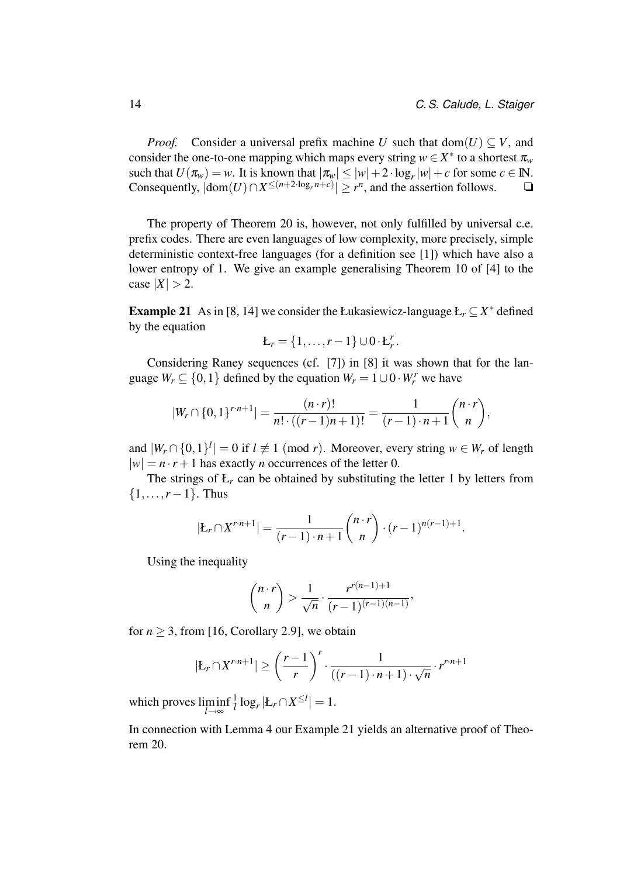*Proof.* Consider a universal prefix machine $U$ such that $\mathrm{dom}(U) \subseteq V$, and consider the one-to-one mapping which maps every string $w \in X^*$ to a shortest $\pi_w$ such that $U(\pi_w) = w$. It is known that $|\pi_w| \leq |w| + 2 \cdot \log_r |w| + c$ for some $c \in \mathbb{N}$. Consequently, $|\mathrm{dom}(U) \cap X^{\leq (n+2\cdot\log_r n+c)}| \geq r^n$, and the assertion follows. ❑

The property of Theorem 20 is, however, not only fulfilled by universal c.e. prefix codes. There are even languages of low complexity, more precisely, simple deterministic context-free languages (for a definition see [1]) which have also a lower entropy of 1. We give an example generalising Theorem 10 of [4] to the case $|X| > 2$.

**Example 21** As in [8, 14] we consider the Łukasiewicz-language $Ł_r \subseteq X^*$ defined by the equation

$$Ł_r = \{1, \ldots, r-1\} \cup 0 \cdot Ł_r^r.$$

Considering Raney sequences (cf. [7]) in [8] it was shown that for the language $W_r \subseteq \{0,1\}$ defined by the equation $W_r = 1 \cup 0 \cdot W_r^r$ we have

$$|W_r \cap \{0,1\}^{r\cdot n+1}| = \frac{(n\cdot r)!}{n! \cdot ((r-1)n+1)!} = \frac{1}{(r-1)\cdot n+1}\binom{n\cdot r}{n},$$

and $|W_r \cap \{0,1\}^l| = 0$ if $l \not\equiv 1 \pmod r$. Moreover, every string $w \in W_r$ of length $|w| = n \cdot r + 1$ has exactly $n$ occurrences of the letter 0.

The strings of $Ł_r$ can be obtained by substituting the letter 1 by letters from $\{1, \ldots, r-1\}$. Thus

$$|Ł_r \cap X^{r\cdot n+1}| = \frac{1}{(r-1)\cdot n+1}\binom{n\cdot r}{n} \cdot (r-1)^{n(r-1)+1}.$$

Using the inequality

$$\binom{n\cdot r}{n} > \frac{1}{\sqrt{n}} \cdot \frac{r^{r(n-1)+1}}{(r-1)^{(r-1)(n-1)}},$$

for $n \geq 3$, from [16, Corollary 2.9], we obtain

$$|Ł_r \cap X^{r\cdot n+1}| \geq \left(\frac{r-1}{r}\right)^r \cdot \frac{1}{((r-1)\cdot n+1)\cdot\sqrt{n}} \cdot r^{r\cdot n+1}$$

which proves $\liminf\limits_{l\to\infty} \frac{1}{l}\log_r |Ł_r \cap X^{\leq l}| = 1$.

In connection with Lemma 4 our Example 21 yields an alternative proof of Theorem 20.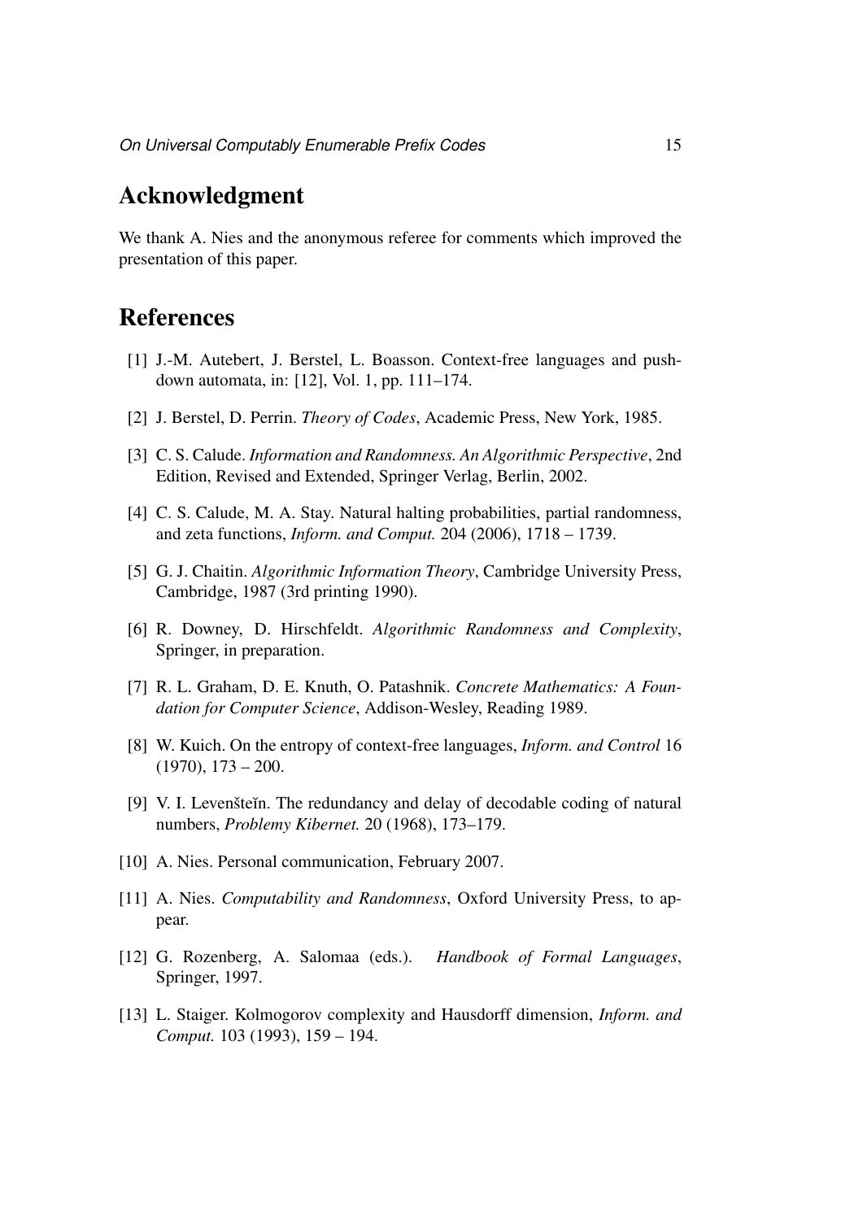## Acknowledgment

We thank A. Nies and the anonymous referee for comments which improved the presentation of this paper.

## References

[1] J.-M. Autebert, J. Berstel, L. Boasson. Context-free languages and pushdown automata, in: [12], Vol. 1, pp. 111–174.

[2] J. Berstel, D. Perrin. *Theory of Codes*, Academic Press, New York, 1985.

[3] C. S. Calude. *Information and Randomness. An Algorithmic Perspective*, 2nd Edition, Revised and Extended, Springer Verlag, Berlin, 2002.

[4] C. S. Calude, M. A. Stay. Natural halting probabilities, partial randomness, and zeta functions, *Inform. and Comput.* 204 (2006), 1718 – 1739.

[5] G. J. Chaitin. *Algorithmic Information Theory*, Cambridge University Press, Cambridge, 1987 (3rd printing 1990).

[6] R. Downey, D. Hirschfeldt. *Algorithmic Randomness and Complexity*, Springer, in preparation.

[7] R. L. Graham, D. E. Knuth, O. Patashnik. *Concrete Mathematics: A Foundation for Computer Science*, Addison-Wesley, Reading 1989.

[8] W. Kuich. On the entropy of context-free languages, *Inform. and Control* 16 (1970), 173 – 200.

[9] V. I. Levenšteĭn. The redundancy and delay of decodable coding of natural numbers, *Problemy Kibernet.* 20 (1968), 173–179.

[10] A. Nies. Personal communication, February 2007.

[11] A. Nies. *Computability and Randomness*, Oxford University Press, to appear.

[12] G. Rozenberg, A. Salomaa (eds.). *Handbook of Formal Languages*, Springer, 1997.

[13] L. Staiger. Kolmogorov complexity and Hausdorff dimension, *Inform. and Comput.* 103 (1993), 159 – 194.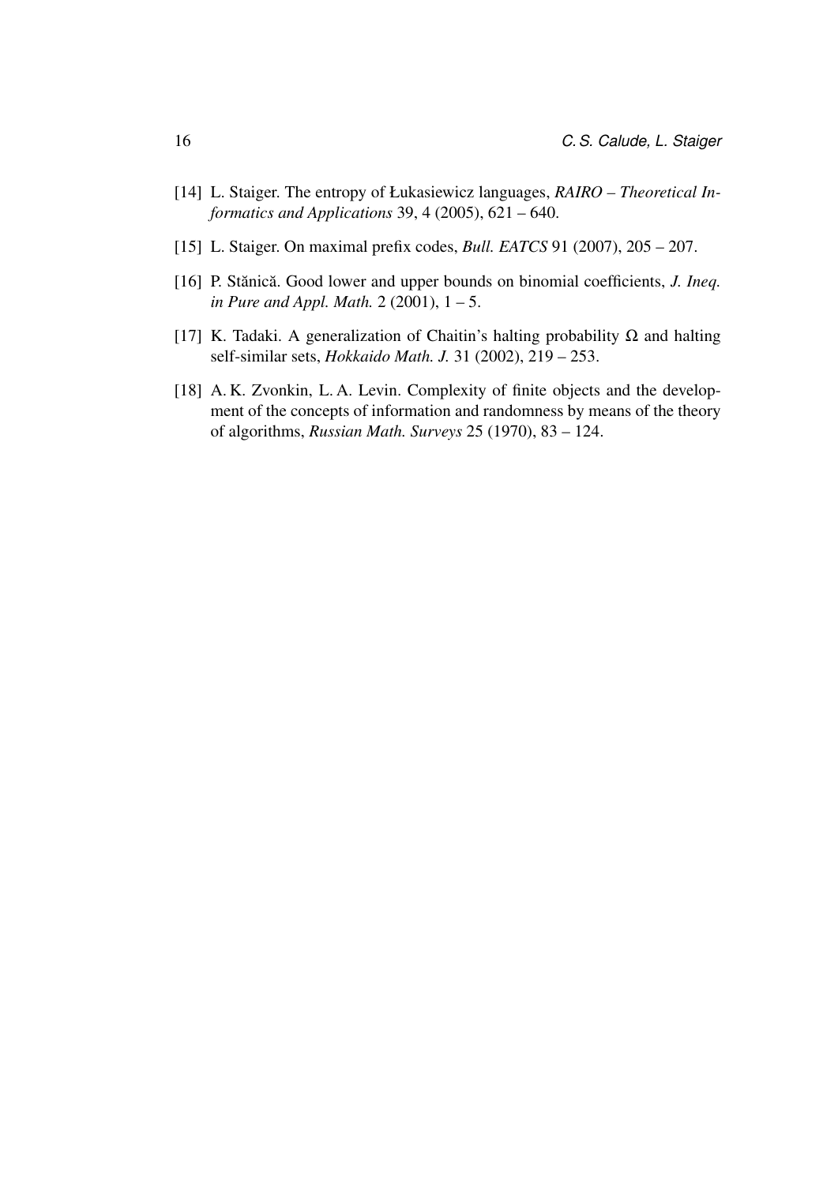[14] L. Staiger. The entropy of Łukasiewicz languages, *RAIRO – Theoretical Informatics and Applications* 39, 4 (2005), 621 – 640.

[15] L. Staiger. On maximal prefix codes, *Bull. EATCS* 91 (2007), 205 – 207.

[16] P. Stănică. Good lower and upper bounds on binomial coefficients, *J. Ineq. in Pure and Appl. Math.* 2 (2001), 1 – 5.

[17] K. Tadaki. A generalization of Chaitin's halting probability $\Omega$ and halting self-similar sets, *Hokkaido Math. J.* 31 (2002), 219 – 253.

[18] A. K. Zvonkin, L. A. Levin. Complexity of finite objects and the development of the concepts of information and randomness by means of the theory of algorithms, *Russian Math. Surveys* 25 (1970), 83 – 124.